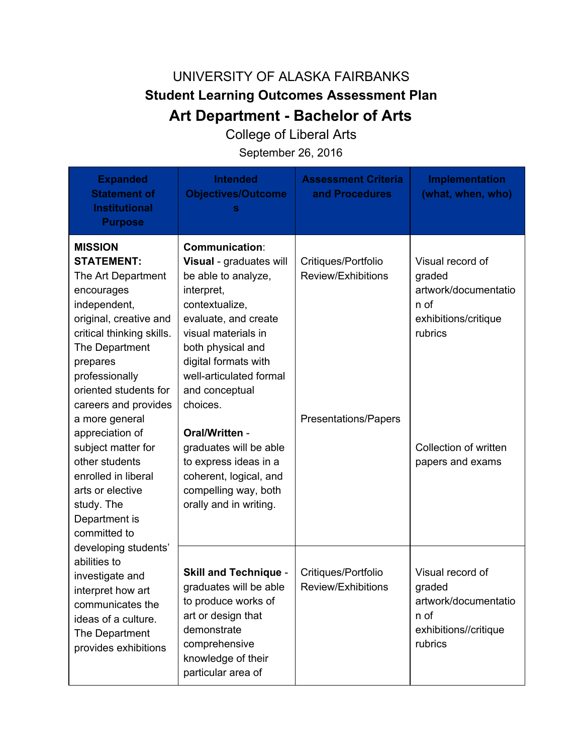UNIVERSITY OF ALASKA FAIRBANKS

**Student Learning Outcomes Assessment Plan**

# Art Department - Bachelor of Arts

College of Liberal Arts

September 26, 2016

| Expanded Statement of Institutional Purpose | Intended Objectives/Outcomes | Assessment Criteria and Procedures | Implementation (what, when, who) |
|---|---|---|---|
| **MISSION STATEMENT:** The Art Department encourages independent, original, creative and critical thinking skills. The Department prepares professionally oriented students for careers and provides a more general appreciation of subject matter for other students enrolled in liberal arts or elective study. The Department is committed to developing students' abilities to investigate and interpret how art communicates the ideas of a culture. The Department provides exhibitions | **Communication**: **Visual** - graduates will be able to analyze, interpret, contextualize, evaluate, and create visual materials in both physical and digital formats with well-articulated formal and conceptual choices. | Critiques/Portfolio Review/Exhibitions | Visual record of graded artwork/documentation of exhibitions/critique rubrics |
| | **Oral/Written** - graduates will be able to express ideas in a coherent, logical, and compelling way, both orally and in writing. | Presentations/Papers | Collection of written papers and exams |
| | **Skill and Technique** - graduates will be able to produce works of art or design that demonstrate comprehensive knowledge of their particular area of | Critiques/Portfolio Review/Exhibitions | Visual record of graded artwork/documentation of exhibitions//critique rubrics |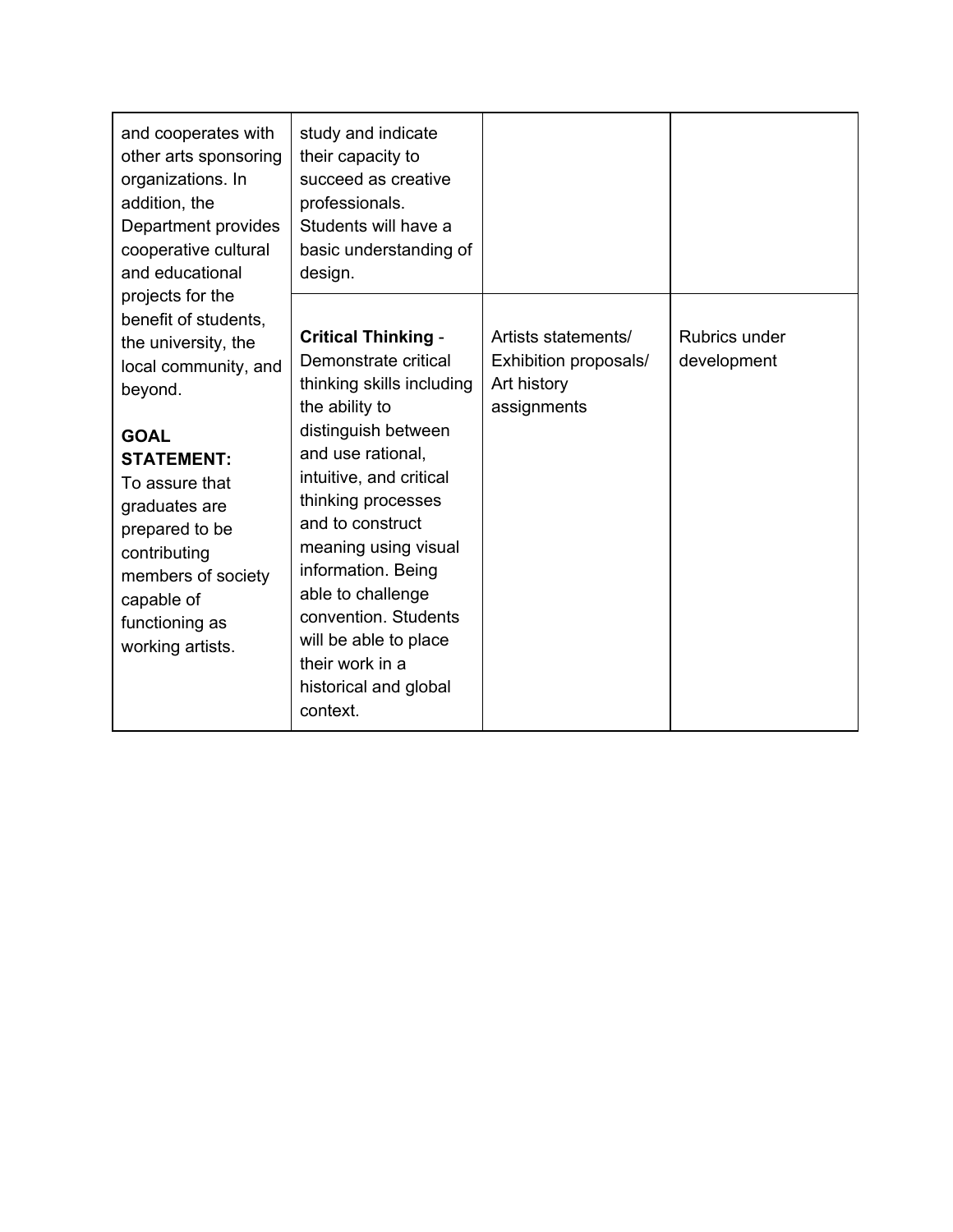| | | | |
|---|---|---|---|
| and cooperates with other arts sponsoring organizations. In addition, the Department provides cooperative cultural and educational projects for the benefit of students, the university, the local community, and beyond.<br><br>**GOAL STATEMENT:**<br>To assure that graduates are prepared to be contributing members of society capable of functioning as working artists. | study and indicate their capacity to succeed as creative professionals. Students will have a basic understanding of design. | | |
| | **Critical Thinking** - Demonstrate critical thinking skills including the ability to distinguish between and use rational, intuitive, and critical thinking processes and to construct meaning using visual information. Being able to challenge convention. Students will be able to place their work in a historical and global context. | Artists statements/ Exhibition proposals/ Art history assignments | Rubrics under development |